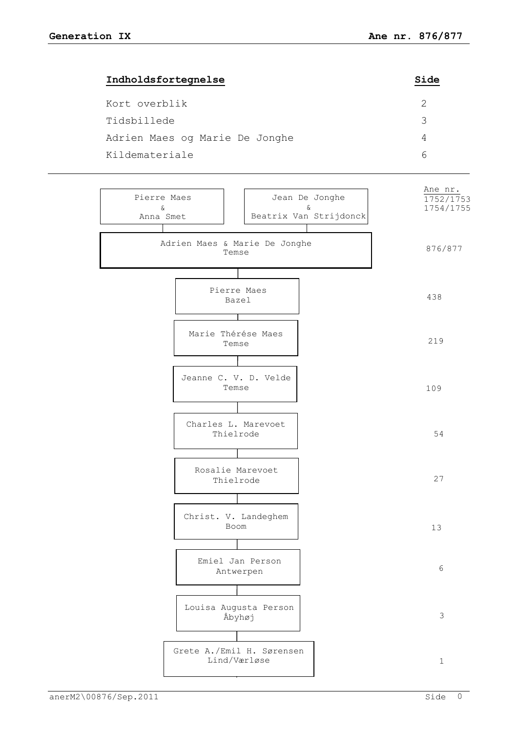## Indholdsfortegnelse

| Indholdsfortegnelse | Side |
|---|---|
| Kort overblik | 2 |
| Tidsbillede | 3 |
| Adrien Maes og Marie De Jonghe | 4 |
| Kildemateriale | 6 |

| Person(er) | Ane nr. |
|---|---|
| Pierre Maes & Anna Smet | 1752/1753 |
| Jean De Jonghe & Beatrix Van Strijdonck | 1754/1755 |
| Adrien Maes & Marie De Jonghe, Temse | 876/877 |
| Pierre Maes, Bazel | 438 |
| Marie Thérése Maes, Temse | 219 |
| Jeanne C. V. D. Velde, Temse | 109 |
| Charles L. Marevoet, Thielrode | 54 |
| Rosalie Marevoet, Thielrode | 27 |
| Christ. V. Landeghem, Boom | 13 |
| Emiel Jan Person, Antwerpen | 6 |
| Louisa Augusta Person, Åbyhøj | 3 |
| Grete A./Emil H. Sørensen, Lind/Værløse | 1 |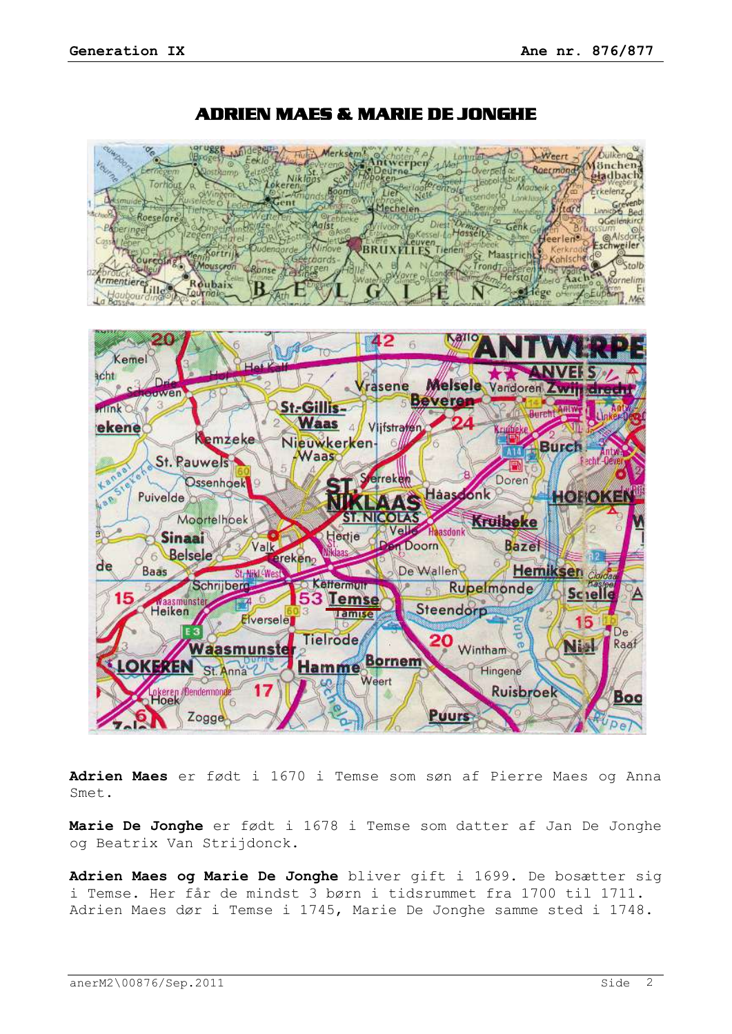# ADRIEN MAES & MARIE DE JONGHE

**Adrien Maes** er født i 1670 i Temse som søn af Pierre Maes og Anna Smet.

**Marie De Jonghe** er født i 1678 i Temse som datter af Jan De Jonghe og Beatrix Van Strijdonck.

**Adrien Maes og Marie De Jonghe** bliver gift i 1699. De bosætter sig i Temse. Her får de mindst 3 børn i tidsrummet fra 1700 til 1711. Adrien Maes dør i Temse i 1745, Marie De Jonghe samme sted i 1748.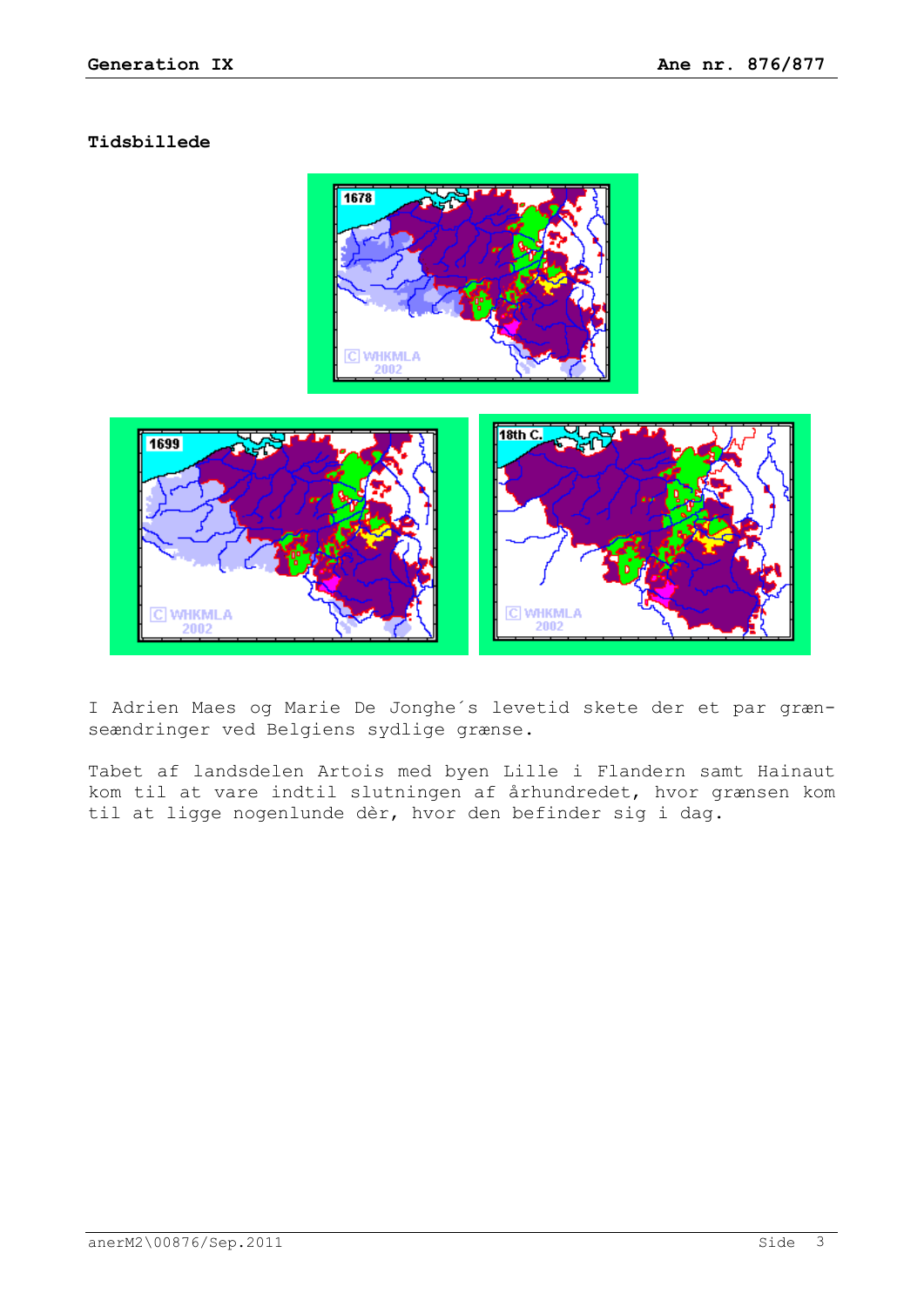**Tidsbillede**

I Adrien Maes og Marie De Jonghe´s levetid skete der et par grænseændringer ved Belgiens sydlige grænse.

Tabet af landsdelen Artois med byen Lille i Flandern samt Hainaut kom til at vare indtil slutningen af århundredet, hvor grænsen kom til at ligge nogenlunde dèr, hvor den befinder sig i dag.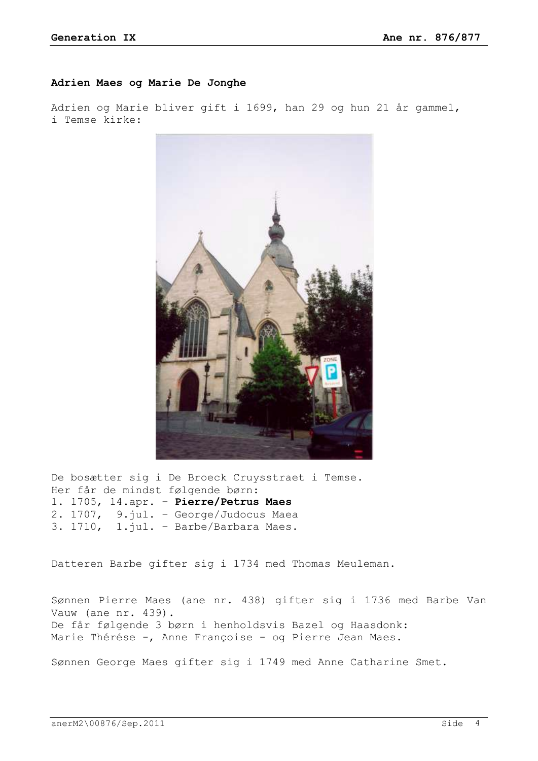## Adrien Maes og Marie De Jonghe

Adrien og Marie bliver gift i 1699, han 29 og hun 21 år gammel, i Temse kirke:

De bosætter sig i De Broeck Cruysstraet i Temse.
Her får de mindst følgende børn:

1. 1705, 14.apr. – **Pierre/Petrus Maes**
2. 1707, 9.jul. – George/Judocus Maea
3. 1710, 1.jul. – Barbe/Barbara Maes.

Datteren Barbe gifter sig i 1734 med Thomas Meuleman.

Sønnen Pierre Maes (ane nr. 438) gifter sig i 1736 med Barbe Van Vauw (ane nr. 439).
De får følgende 3 børn i henholdsvis Bazel og Haasdonk:
Marie Thérése -, Anne Françoise - og Pierre Jean Maes.

Sønnen George Maes gifter sig i 1749 med Anne Catharine Smet.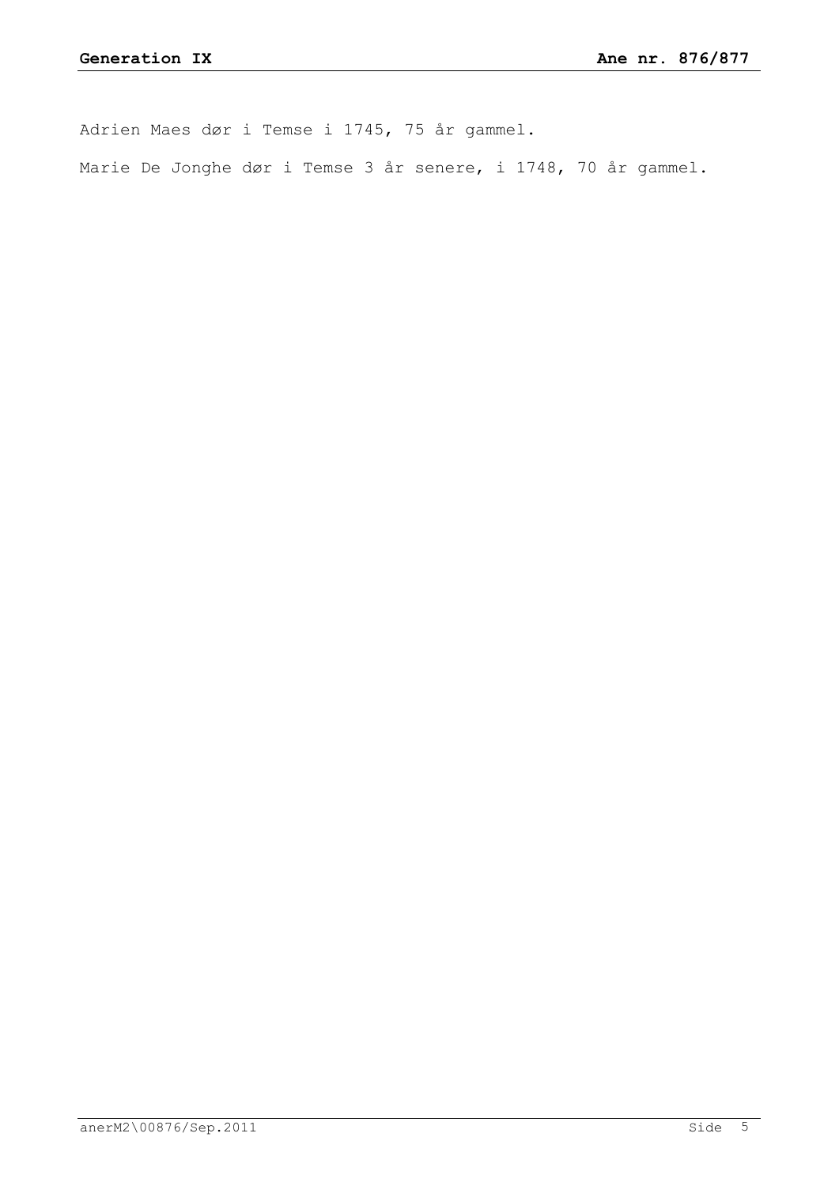Adrien Maes dør i Temse i 1745, 75 år gammel.

Marie De Jonghe dør i Temse 3 år senere, i 1748, 70 år gammel.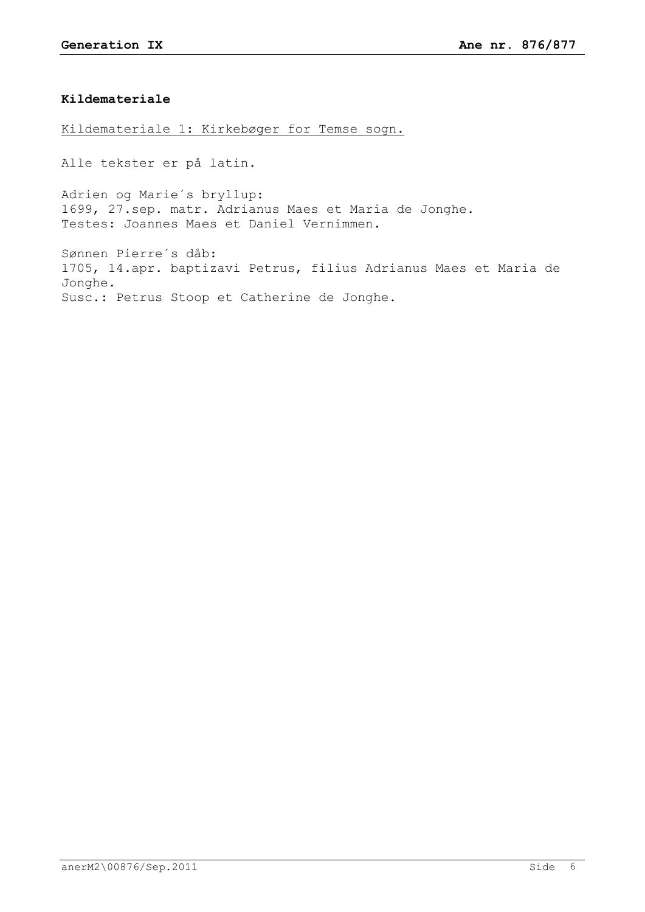## Kildemateriale

Kildemateriale 1: Kirkebøger for Temse sogn.

Alle tekster er på latin.

Adrien og Marie´s bryllup:
1699, 27.sep. matr. Adrianus Maes et Maria de Jonghe.
Testes: Joannes Maes et Daniel Vernimmen.

Sønnen Pierre´s dåb:
1705, 14.apr. baptizavi Petrus, filius Adrianus Maes et Maria de Jonghe.
Susc.: Petrus Stoop et Catherine de Jonghe.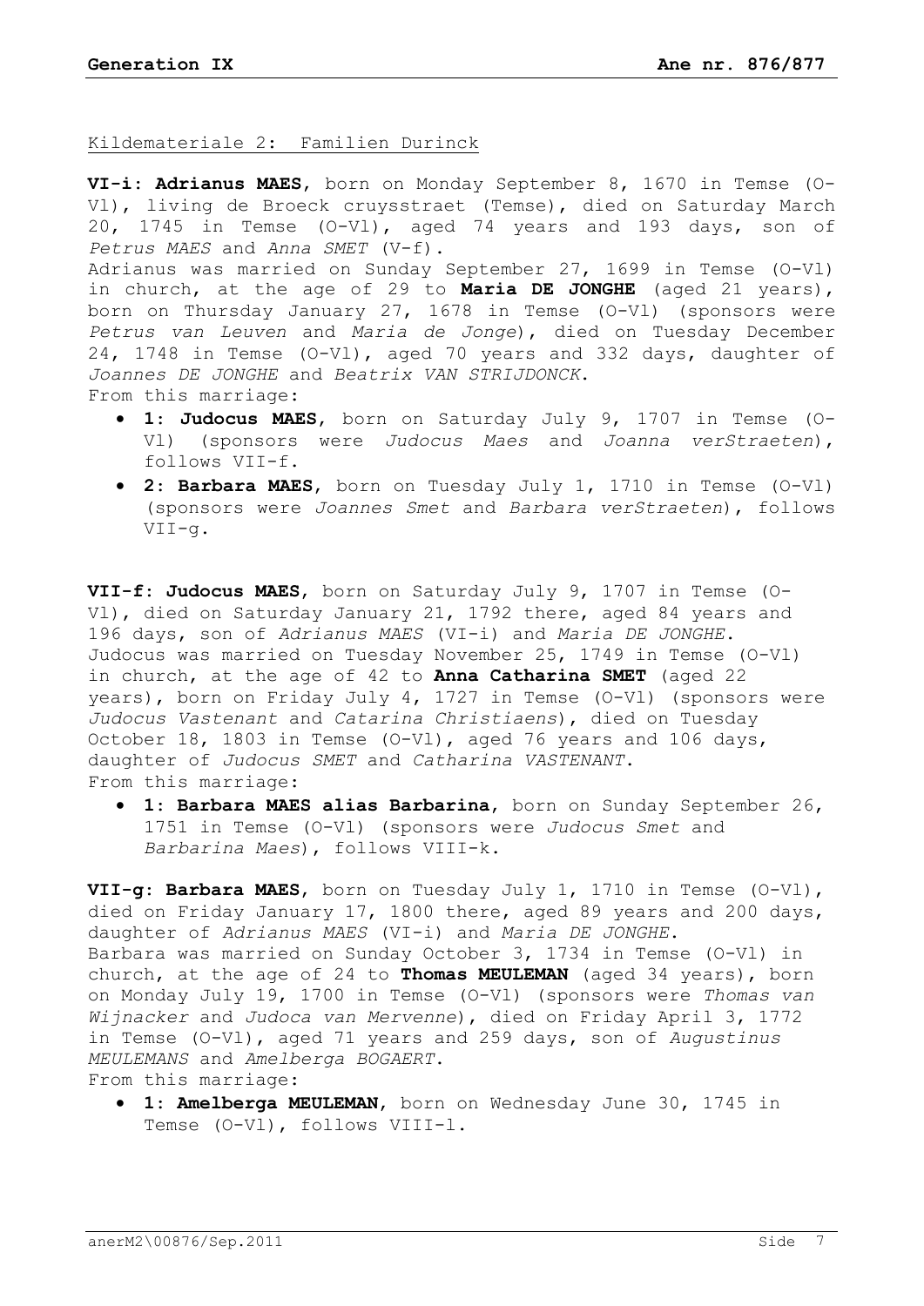Kildemateriale 2: Familien Durinck

**VI-i: Adrianus MAES**, born on Monday September 8, 1670 in Temse (O-Vl), living de Broeck cruysstraet (Temse), died on Saturday March 20, 1745 in Temse (O-Vl), aged 74 years and 193 days, son of *Petrus MAES* and *Anna SMET* (V-f).
Adrianus was married on Sunday September 27, 1699 in Temse (O-Vl) in church, at the age of 29 to **Maria DE JONGHE** (aged 21 years), born on Thursday January 27, 1678 in Temse (O-Vl) (sponsors were *Petrus van Leuven* and *Maria de Jonge*), died on Tuesday December 24, 1748 in Temse (O-Vl), aged 70 years and 332 days, daughter of *Joannes DE JONGHE* and *Beatrix VAN STRIJDONCK*.
From this marriage:

- **1: Judocus MAES**, born on Saturday July 9, 1707 in Temse (O-Vl) (sponsors were *Judocus Maes* and *Joanna verStraeten*), follows VII-f.
- **2: Barbara MAES**, born on Tuesday July 1, 1710 in Temse (O-Vl) (sponsors were *Joannes Smet* and *Barbara verStraeten*), follows VII-g.

**VII-f: Judocus MAES**, born on Saturday July 9, 1707 in Temse (O-Vl), died on Saturday January 21, 1792 there, aged 84 years and 196 days, son of *Adrianus MAES* (VI-i) and *Maria DE JONGHE*.
Judocus was married on Tuesday November 25, 1749 in Temse (O-Vl) in church, at the age of 42 to **Anna Catharina SMET** (aged 22 years), born on Friday July 4, 1727 in Temse (O-Vl) (sponsors were *Judocus Vastenant* and *Catarina Christiaens*), died on Tuesday October 18, 1803 in Temse (O-Vl), aged 76 years and 106 days, daughter of *Judocus SMET* and *Catharina VASTENANT*.
From this marriage:

- **1: Barbara MAES alias Barbarina**, born on Sunday September 26, 1751 in Temse (O-Vl) (sponsors were *Judocus Smet* and *Barbarina Maes*), follows VIII-k.

**VII-g: Barbara MAES**, born on Tuesday July 1, 1710 in Temse (O-Vl), died on Friday January 17, 1800 there, aged 89 years and 200 days, daughter of *Adrianus MAES* (VI-i) and *Maria DE JONGHE*.
Barbara was married on Sunday October 3, 1734 in Temse (O-Vl) in church, at the age of 24 to **Thomas MEULEMAN** (aged 34 years), born on Monday July 19, 1700 in Temse (O-Vl) (sponsors were *Thomas van Wijnacker* and *Judoca van Mervenne*), died on Friday April 3, 1772 in Temse (O-Vl), aged 71 years and 259 days, son of *Augustinus MEULEMANS* and *Amelberga BOGAERT*.
From this marriage:

- **1: Amelberga MEULEMAN**, born on Wednesday June 30, 1745 in Temse (O-Vl), follows VIII-l.